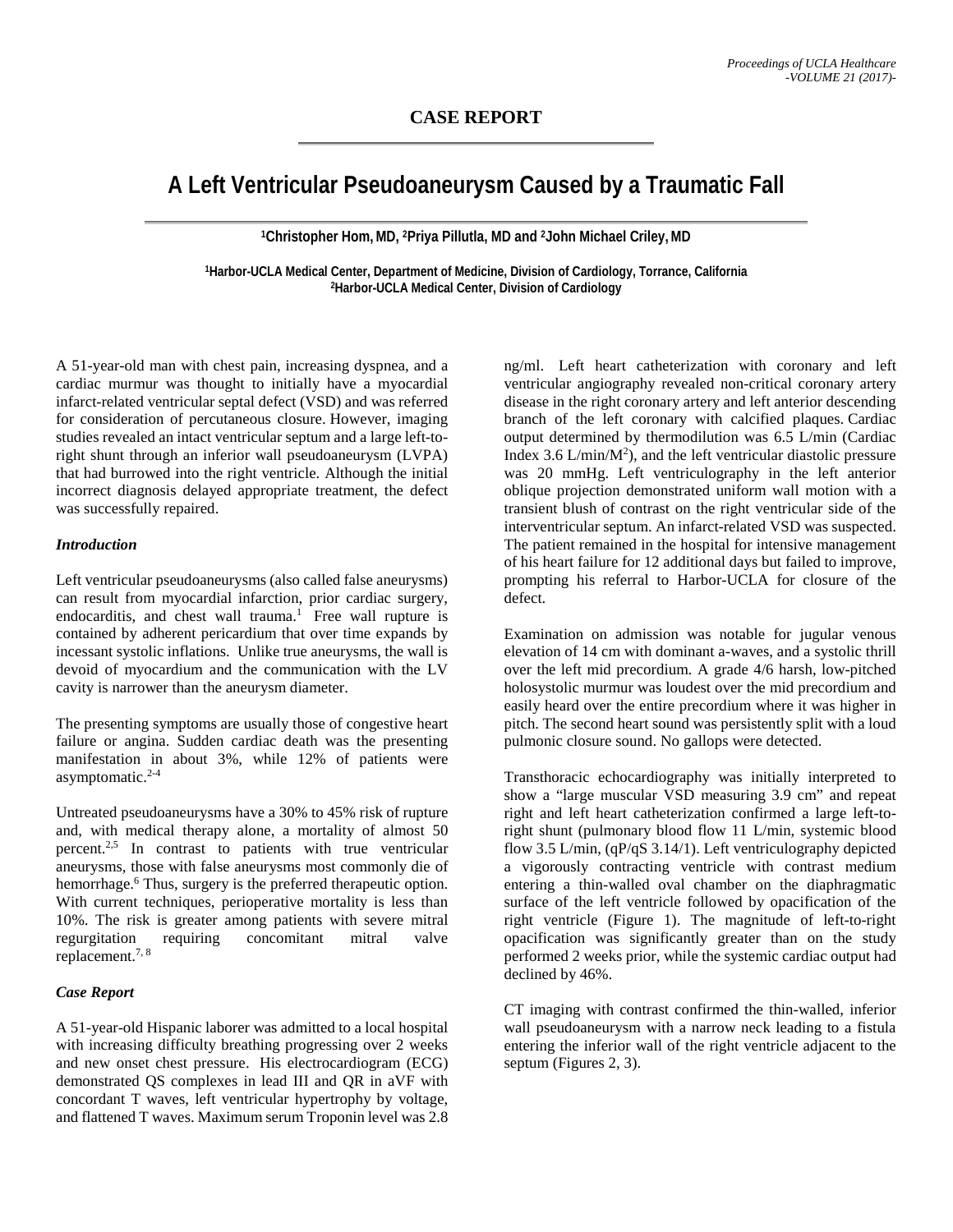CASE REPORT

# A Left Ventricular Pseudoaneurysm Caused by a Traumatic Fall

[1]Christopher Hom, MD, [2]Priya Pillutla, MD and [2]John Michael Criley, MD

[1]Harbor-UCLA Medical Center, Department of Medicine, Division of Cardiology, Torrance, California
[2]Harbor-UCLA Medical Center, Division of Cardiology

A 51-year-old man with chest pain, increasing dyspnea, and a cardiac murmur was thought to initially have a myocardial infarct-related ventricular septal defect (VSD) and was referred for consideration of percutaneous closure. However, imaging studies revealed an intact ventricular septum and a large left-to-right shunt through an inferior wall pseudoaneurysm (LVPA) that had burrowed into the right ventricle. Although the initial incorrect diagnosis delayed appropriate treatment, the defect was successfully repaired.

### *Introduction*

Left ventricular pseudoaneurysms (also called false aneurysms) can result from myocardial infarction, prior cardiac surgery, endocarditis, and chest wall trauma.[1] Free wall rupture is contained by adherent pericardium that over time expands by incessant systolic inflations. Unlike true aneurysms, the wall is devoid of myocardium and the communication with the LV cavity is narrower than the aneurysm diameter.

The presenting symptoms are usually those of congestive heart failure or angina. Sudden cardiac death was the presenting manifestation in about 3%, while 12% of patients were asymptomatic.[2-4]

Untreated pseudoaneurysms have a 30% to 45% risk of rupture and, with medical therapy alone, a mortality of almost 50 percent.[2,5] In contrast to patients with true ventricular aneurysms, those with false aneurysms most commonly die of hemorrhage.[6] Thus, surgery is the preferred therapeutic option. With current techniques, perioperative mortality is less than 10%. The risk is greater among patients with severe mitral regurgitation requiring concomitant mitral valve replacement.[7, 8]

### *Case Report*

A 51-year-old Hispanic laborer was admitted to a local hospital with increasing difficulty breathing progressing over 2 weeks and new onset chest pressure. His electrocardiogram (ECG) demonstrated QS complexes in lead III and QR in aVF with concordant T waves, left ventricular hypertrophy by voltage, and flattened T waves. Maximum serum Troponin level was 2.8 ng/ml. Left heart catheterization with coronary and left ventricular angiography revealed non-critical coronary artery disease in the right coronary artery and left anterior descending branch of the left coronary with calcified plaques. Cardiac output determined by thermodilution was 6.5 L/min (Cardiac Index 3.6 L/min/M$^2$), and the left ventricular diastolic pressure was 20 mmHg. Left ventriculography in the left anterior oblique projection demonstrated uniform wall motion with a transient blush of contrast on the right ventricular side of the interventricular septum. An infarct-related VSD was suspected. The patient remained in the hospital for intensive management of his heart failure for 12 additional days but failed to improve, prompting his referral to Harbor-UCLA for closure of the defect.

Examination on admission was notable for jugular venous elevation of 14 cm with dominant a-waves, and a systolic thrill over the left mid precordium. A grade 4/6 harsh, low-pitched holosystolic murmur was loudest over the mid precordium and easily heard over the entire precordium where it was higher in pitch. The second heart sound was persistently split with a loud pulmonic closure sound. No gallops were detected.

Transthoracic echocardiography was initially interpreted to show a "large muscular VSD measuring 3.9 cm" and repeat right and left heart catheterization confirmed a large left-to-right shunt (pulmonary blood flow 11 L/min, systemic blood flow 3.5 L/min, (qP/qS 3.14/1). Left ventriculography depicted a vigorously contracting ventricle with contrast medium entering a thin-walled oval chamber on the diaphragmatic surface of the left ventricle followed by opacification of the right ventricle (Figure 1). The magnitude of left-to-right opacification was significantly greater than on the study performed 2 weeks prior, while the systemic cardiac output had declined by 46%.

CT imaging with contrast confirmed the thin-walled, inferior wall pseudoaneurysm with a narrow neck leading to a fistula entering the inferior wall of the right ventricle adjacent to the septum (Figures 2, 3).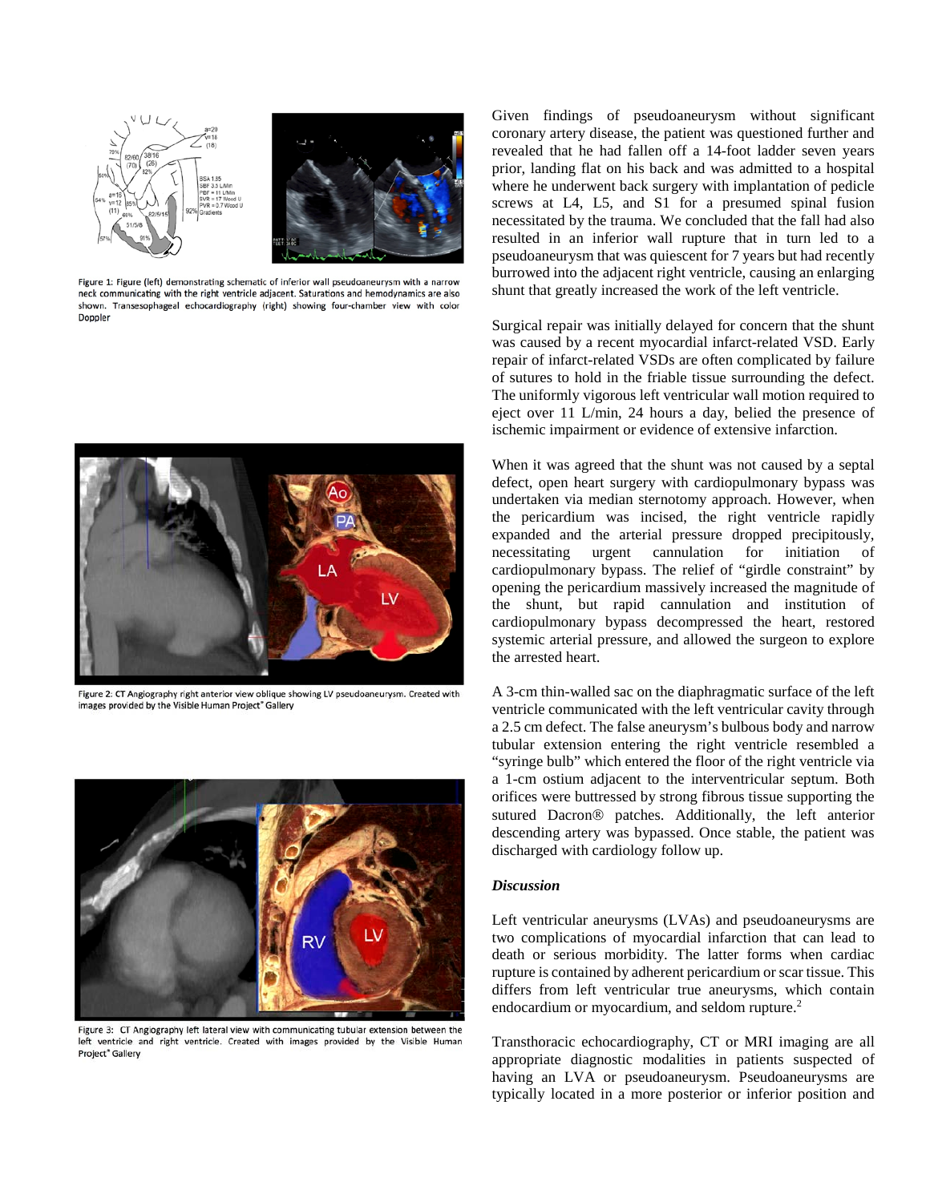Figure 1: Figure (left) demonstrating schematic of inferior wall pseudoaneurysm with a narrow neck communicating with the right ventricle adjacent. Saturations and hemodynamics are also shown. Transesophageal echocardiography (right) showing four-chamber view with color Doppler

Figure 2: CT Angiography right anterior view oblique showing LV pseudoaneurysm. Created with images provided by the Visible Human Project® Gallery

Figure 3: CT Angiography left lateral view with communicating tubular extension between the left ventricle and right ventricle. Created with images provided by the Visible Human Project® Gallery

Given findings of pseudoaneurysm without significant coronary artery disease, the patient was questioned further and revealed that he had fallen off a 14-foot ladder seven years prior, landing flat on his back and was admitted to a hospital where he underwent back surgery with implantation of pedicle screws at L4, L5, and S1 for a presumed spinal fusion necessitated by the trauma. We concluded that the fall had also resulted in an inferior wall rupture that in turn led to a pseudoaneurysm that was quiescent for 7 years but had recently burrowed into the adjacent right ventricle, causing an enlarging shunt that greatly increased the work of the left ventricle.

Surgical repair was initially delayed for concern that the shunt was caused by a recent myocardial infarct-related VSD. Early repair of infarct-related VSDs are often complicated by failure of sutures to hold in the friable tissue surrounding the defect. The uniformly vigorous left ventricular wall motion required to eject over 11 L/min, 24 hours a day, belied the presence of ischemic impairment or evidence of extensive infarction.

When it was agreed that the shunt was not caused by a septal defect, open heart surgery with cardiopulmonary bypass was undertaken via median sternotomy approach. However, when the pericardium was incised, the right ventricle rapidly expanded and the arterial pressure dropped precipitously, necessitating urgent cannulation for initiation of cardiopulmonary bypass. The relief of "girdle constraint" by opening the pericardium massively increased the magnitude of the shunt, but rapid cannulation and institution of cardiopulmonary bypass decompressed the heart, restored systemic arterial pressure, and allowed the surgeon to explore the arrested heart.

A 3-cm thin-walled sac on the diaphragmatic surface of the left ventricle communicated with the left ventricular cavity through a 2.5 cm defect. The false aneurysm's bulbous body and narrow tubular extension entering the right ventricle resembled a "syringe bulb" which entered the floor of the right ventricle via a 1-cm ostium adjacent to the interventricular septum. Both orifices were buttressed by strong fibrous tissue supporting the sutured Dacron® patches. Additionally, the left anterior descending artery was bypassed. Once stable, the patient was discharged with cardiology follow up.

### *Discussion*

Left ventricular aneurysms (LVAs) and pseudoaneurysms are two complications of myocardial infarction that can lead to death or serious morbidity. The latter forms when cardiac rupture is contained by adherent pericardium or scar tissue. This differs from left ventricular true aneurysms, which contain endocardium or myocardium, and seldom rupture.[2]

Transthoracic echocardiography, CT or MRI imaging are all appropriate diagnostic modalities in patients suspected of having an LVA or pseudoaneurysm. Pseudoaneurysms are typically located in a more posterior or inferior position and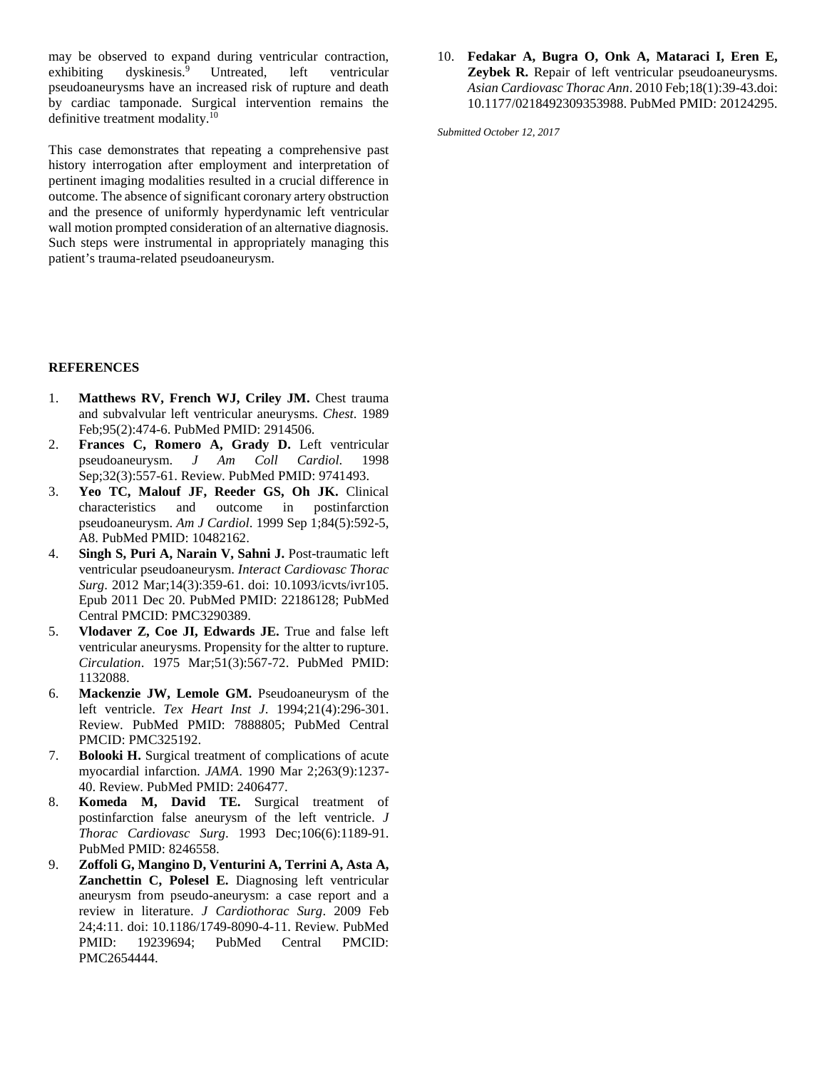may be observed to expand during ventricular contraction, exhibiting dyskinesis.[9] Untreated, left ventricular pseudoaneurysms have an increased risk of rupture and death by cardiac tamponade. Surgical intervention remains the definitive treatment modality.[10]

This case demonstrates that repeating a comprehensive past history interrogation after employment and interpretation of pertinent imaging modalities resulted in a crucial difference in outcome. The absence of significant coronary artery obstruction and the presence of uniformly hyperdynamic left ventricular wall motion prompted consideration of an alternative diagnosis. Such steps were instrumental in appropriately managing this patient's trauma-related pseudoaneurysm.

## REFERENCES

1. **Matthews RV, French WJ, Criley JM.** Chest trauma and subvalvular left ventricular aneurysms. *Chest*. 1989 Feb;95(2):474-6. PubMed PMID: 2914506.
2. **Frances C, Romero A, Grady D.** Left ventricular pseudoaneurysm. *J Am Coll Cardiol*. 1998 Sep;32(3):557-61. Review. PubMed PMID: 9741493.
3. **Yeo TC, Malouf JF, Reeder GS, Oh JK.** Clinical characteristics and outcome in postinfarction pseudoaneurysm. *Am J Cardiol*. 1999 Sep 1;84(5):592-5, A8. PubMed PMID: 10482162.
4. **Singh S, Puri A, Narain V, Sahni J.** Post-traumatic left ventricular pseudoaneurysm. *Interact Cardiovasc Thorac Surg*. 2012 Mar;14(3):359-61. doi: 10.1093/icvts/ivr105. Epub 2011 Dec 20. PubMed PMID: 22186128; PubMed Central PMCID: PMC3290389.
5. **Vlodaver Z, Coe JI, Edwards JE.** True and false left ventricular aneurysms. Propensity for the altter to rupture. *Circulation*. 1975 Mar;51(3):567-72. PubMed PMID: 1132088.
6. **Mackenzie JW, Lemole GM.** Pseudoaneurysm of the left ventricle. *Tex Heart Inst J*. 1994;21(4):296-301. Review. PubMed PMID: 7888805; PubMed Central PMCID: PMC325192.
7. **Bolooki H.** Surgical treatment of complications of acute myocardial infarction. *JAMA*. 1990 Mar 2;263(9):1237-40. Review. PubMed PMID: 2406477.
8. **Komeda M, David TE.** Surgical treatment of postinfarction false aneurysm of the left ventricle. *J Thorac Cardiovasc Surg*. 1993 Dec;106(6):1189-91. PubMed PMID: 8246558.
9. **Zoffoli G, Mangino D, Venturini A, Terrini A, Asta A, Zanchettin C, Polesel E.** Diagnosing left ventricular aneurysm from pseudo-aneurysm: a case report and a review in literature. *J Cardiothorac Surg*. 2009 Feb 24;4:11. doi: 10.1186/1749-8090-4-11. Review. PubMed PMID: 19239694; PubMed Central PMCID: PMC2654444.
10. **Fedakar A, Bugra O, Onk A, Mataraci I, Eren E, Zeybek R.** Repair of left ventricular pseudoaneurysms. *Asian Cardiovasc Thorac Ann*. 2010 Feb;18(1):39-43.doi: 10.1177/0218492309353988. PubMed PMID: 20124295.

*Submitted October 12, 2017*